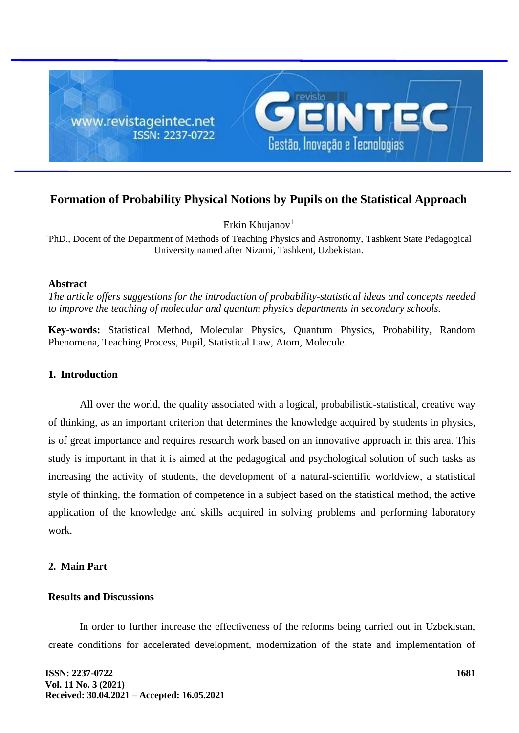# Formation of Probability Physical Notions by Pupils on the Statistical Approach

Erkin Khujanov[1]

[1]PhD., Docent of the Department of Methods of Teaching Physics and Astronomy, Tashkent State Pedagogical University named after Nizami, Tashkent, Uzbekistan.

**Abstract**

*The article offers suggestions for the introduction of probability-statistical ideas and concepts needed to improve the teaching of molecular and quantum physics departments in secondary schools.*

**Key-words:** Statistical Method, Molecular Physics, Quantum Physics, Probability, Random Phenomena, Teaching Process, Pupil, Statistical Law, Atom, Molecule.

## 1. Introduction

All over the world, the quality associated with a logical, probabilistic-statistical, creative way of thinking, as an important criterion that determines the knowledge acquired by students in physics, is of great importance and requires research work based on an innovative approach in this area. This study is important in that it is aimed at the pedagogical and psychological solution of such tasks as increasing the activity of students, the development of a natural-scientific worldview, a statistical style of thinking, the formation of competence in a subject based on the statistical method, the active application of the knowledge and skills acquired in solving problems and performing laboratory work.

## 2. Main Part

### Results and Discussions

In order to further increase the effectiveness of the reforms being carried out in Uzbekistan, create conditions for accelerated development, modernization of the state and implementation of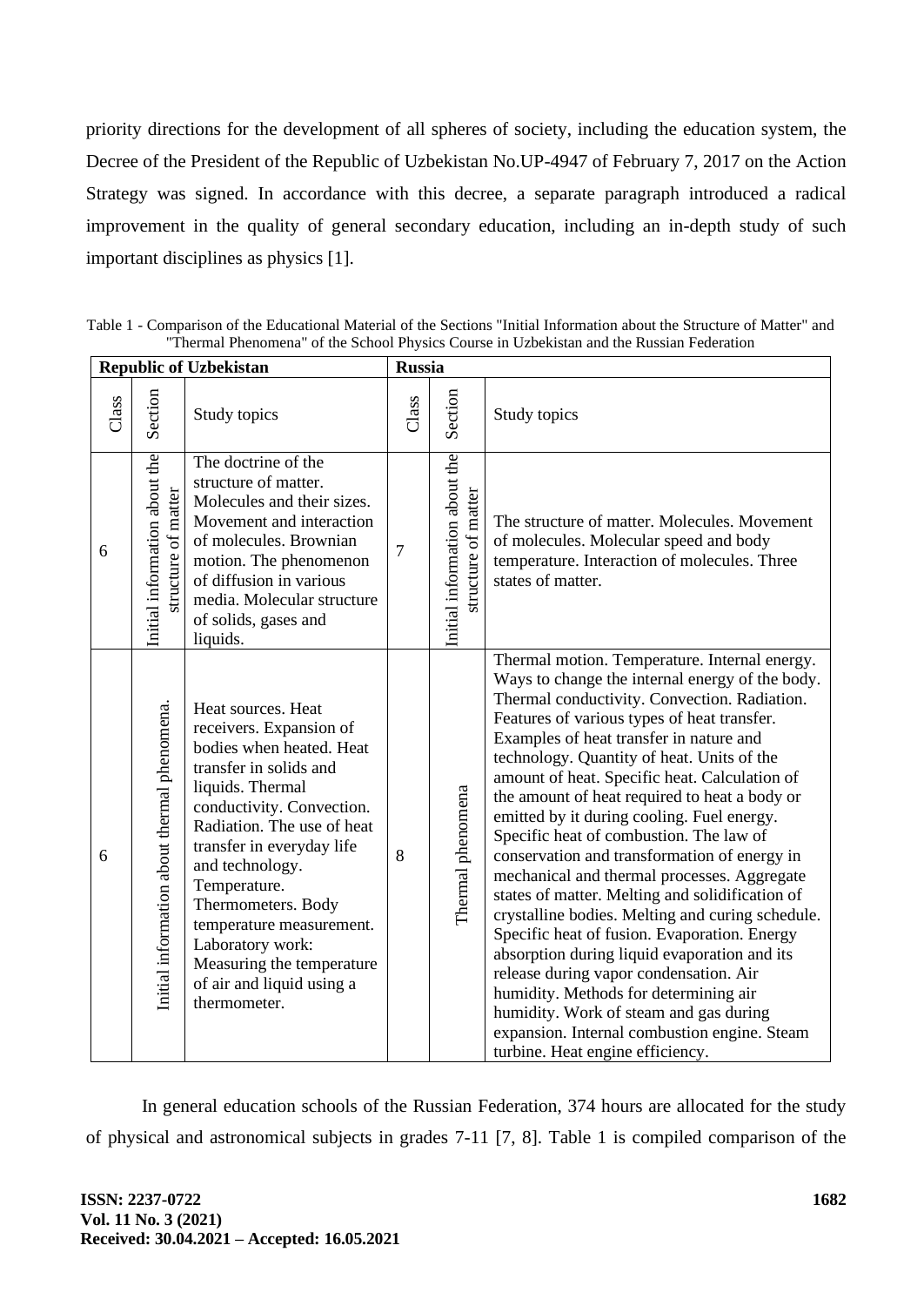priority directions for the development of all spheres of society, including the education system, the Decree of the President of the Republic of Uzbekistan No.UP-4947 of February 7, 2017 on the Action Strategy was signed. In accordance with this decree, a separate paragraph introduced a radical improvement in the quality of general secondary education, including an in-depth study of such important disciplines as physics [1].

Table 1 - Comparison of the Educational Material of the Sections "Initial Information about the Structure of Matter" and "Thermal Phenomena" of the School Physics Course in Uzbekistan and the Russian Federation

| Republic of Uzbekistan | | | Russia | | |
|---|---|---|---|---|---|
| Class | Section | Study topics | Class | Section | Study topics |
| 6 | Initial information about the structure of matter | The doctrine of the structure of matter. Molecules and their sizes. Movement and interaction of molecules. Brownian motion. The phenomenon of diffusion in various media. Molecular structure of solids, gases and liquids. | 7 | Initial information about the structure of matter | The structure of matter. Molecules. Movement of molecules. Molecular speed and body temperature. Interaction of molecules. Three states of matter. |
| 6 | Initial information about thermal phenomena. | Heat sources. Heat receivers. Expansion of bodies when heated. Heat transfer in solids and liquids. Thermal conductivity. Convection. Radiation. The use of heat transfer in everyday life and technology. Temperature. Thermometers. Body temperature measurement. Laboratory work: Measuring the temperature of air and liquid using a thermometer. | 8 | Thermal phenomena | Thermal motion. Temperature. Internal energy. Ways to change the internal energy of the body. Thermal conductivity. Convection. Radiation. Features of various types of heat transfer. Examples of heat transfer in nature and technology. Quantity of heat. Units of the amount of heat. Specific heat. Calculation of the amount of heat required to heat a body or emitted by it during cooling. Fuel energy. Specific heat of combustion. The law of conservation and transformation of energy in mechanical and thermal processes. Aggregate states of matter. Melting and solidification of crystalline bodies. Melting and curing schedule. Specific heat of fusion. Evaporation. Energy absorption during liquid evaporation and its release during vapor condensation. Air humidity. Methods for determining air humidity. Work of steam and gas during expansion. Internal combustion engine. Steam turbine. Heat engine efficiency. |

In general education schools of the Russian Federation, 374 hours are allocated for the study of physical and astronomical subjects in grades 7-11 [7, 8]. Table 1 is compiled comparison of the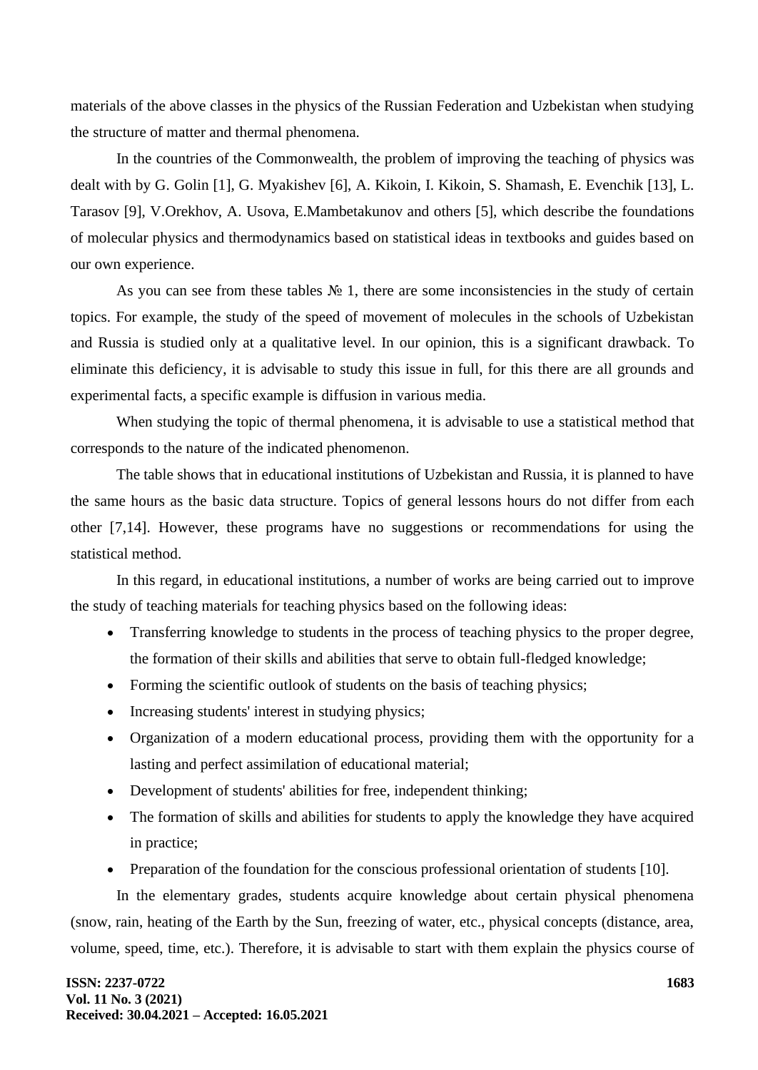materials of the above classes in the physics of the Russian Federation and Uzbekistan when studying the structure of matter and thermal phenomena.

In the countries of the Commonwealth, the problem of improving the teaching of physics was dealt with by G. Golin [1], G. Myakishev [6], A. Kikoin, I. Kikoin, S. Shamash, E. Evenchik [13], L. Tarasov [9], V.Orekhov, A. Usova, E.Mambetakunov and others [5], which describe the foundations of molecular physics and thermodynamics based on statistical ideas in textbooks and guides based on our own experience.

As you can see from these tables № 1, there are some inconsistencies in the study of certain topics. For example, the study of the speed of movement of molecules in the schools of Uzbekistan and Russia is studied only at a qualitative level. In our opinion, this is a significant drawback. To eliminate this deficiency, it is advisable to study this issue in full, for this there are all grounds and experimental facts, a specific example is diffusion in various media.

When studying the topic of thermal phenomena, it is advisable to use a statistical method that corresponds to the nature of the indicated phenomenon.

The table shows that in educational institutions of Uzbekistan and Russia, it is planned to have the same hours as the basic data structure. Topics of general lessons hours do not differ from each other [7,14]. However, these programs have no suggestions or recommendations for using the statistical method.

In this regard, in educational institutions, a number of works are being carried out to improve the study of teaching materials for teaching physics based on the following ideas:

- Transferring knowledge to students in the process of teaching physics to the proper degree, the formation of their skills and abilities that serve to obtain full-fledged knowledge;
- Forming the scientific outlook of students on the basis of teaching physics;
- Increasing students' interest in studying physics;
- Organization of a modern educational process, providing them with the opportunity for a lasting and perfect assimilation of educational material;
- Development of students' abilities for free, independent thinking;
- The formation of skills and abilities for students to apply the knowledge they have acquired in practice;
- Preparation of the foundation for the conscious professional orientation of students [10].

In the elementary grades, students acquire knowledge about certain physical phenomena (snow, rain, heating of the Earth by the Sun, freezing of water, etc., physical concepts (distance, area, volume, speed, time, etc.). Therefore, it is advisable to start with them explain the physics course of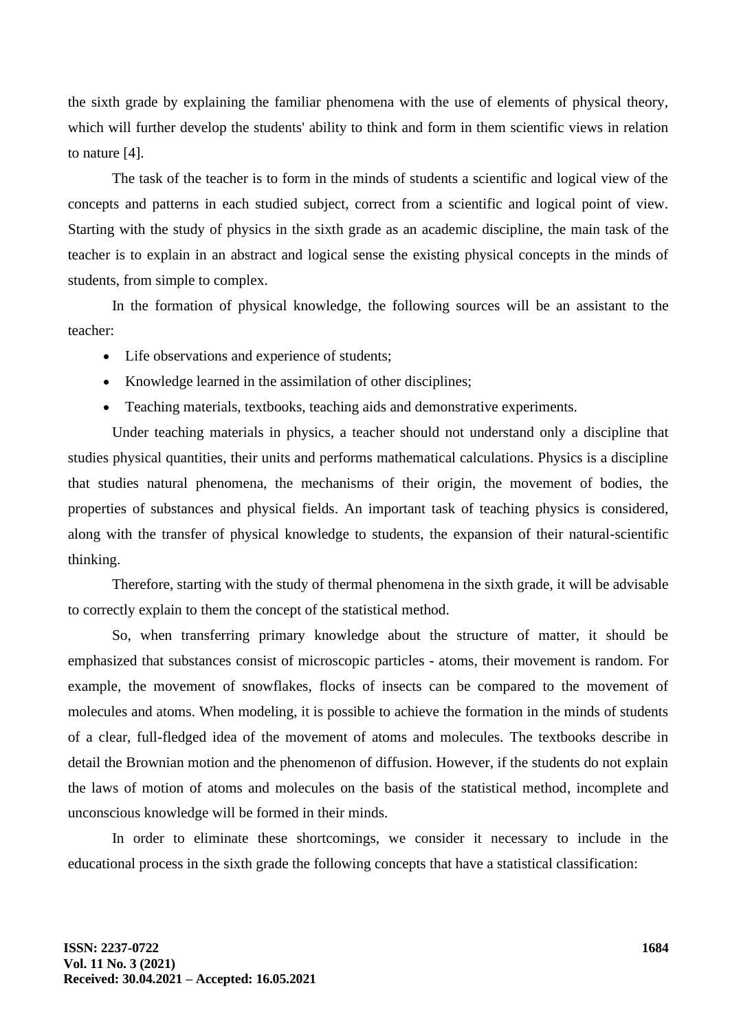the sixth grade by explaining the familiar phenomena with the use of elements of physical theory, which will further develop the students' ability to think and form in them scientific views in relation to nature [4].

The task of the teacher is to form in the minds of students a scientific and logical view of the concepts and patterns in each studied subject, correct from a scientific and logical point of view. Starting with the study of physics in the sixth grade as an academic discipline, the main task of the teacher is to explain in an abstract and logical sense the existing physical concepts in the minds of students, from simple to complex.

In the formation of physical knowledge, the following sources will be an assistant to the teacher:

- Life observations and experience of students;
- Knowledge learned in the assimilation of other disciplines;
- Teaching materials, textbooks, teaching aids and demonstrative experiments.

Under teaching materials in physics, a teacher should not understand only a discipline that studies physical quantities, their units and performs mathematical calculations. Physics is a discipline that studies natural phenomena, the mechanisms of their origin, the movement of bodies, the properties of substances and physical fields. An important task of teaching physics is considered, along with the transfer of physical knowledge to students, the expansion of their natural-scientific thinking.

Therefore, starting with the study of thermal phenomena in the sixth grade, it will be advisable to correctly explain to them the concept of the statistical method.

So, when transferring primary knowledge about the structure of matter, it should be emphasized that substances consist of microscopic particles - atoms, their movement is random. For example, the movement of snowflakes, flocks of insects can be compared to the movement of molecules and atoms. When modeling, it is possible to achieve the formation in the minds of students of a clear, full-fledged idea of the movement of atoms and molecules. The textbooks describe in detail the Brownian motion and the phenomenon of diffusion. However, if the students do not explain the laws of motion of atoms and molecules on the basis of the statistical method, incomplete and unconscious knowledge will be formed in their minds.

In order to eliminate these shortcomings, we consider it necessary to include in the educational process in the sixth grade the following concepts that have a statistical classification: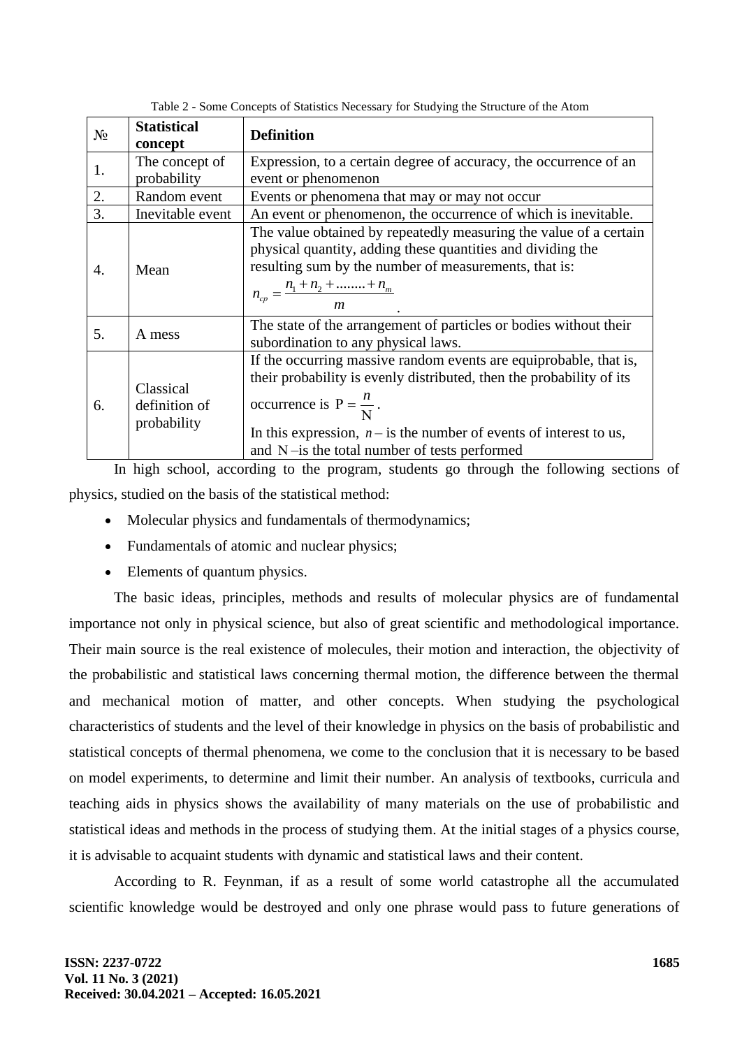Table 2 - Some Concepts of Statistics Necessary for Studying the Structure of the Atom

| № | Statistical concept | Definition |
|---|---|---|
| 1. | The concept of probability | Expression, to a certain degree of accuracy, the occurrence of an event or phenomenon |
| 2. | Random event | Events or phenomena that may or may not occur |
| 3. | Inevitable event | An event or phenomenon, the occurrence of which is inevitable. |
| 4. | Mean | The value obtained by repeatedly measuring the value of a certain physical quantity, adding these quantities and dividing the resulting sum by the number of measurements, that is: $n_{cp} = \frac{n_1 + n_2 + ........ + n_m}{m}$. |
| 5. | A mess | The state of the arrangement of particles or bodies without their subordination to any physical laws. |
| 6. | Classical definition of probability | If the occurring massive random events are equiprobable, that is, their probability is evenly distributed, then the probability of its occurrence is $\mathrm{P} = \frac{n}{\mathrm{N}}$. In this expression, $n$ – is the number of events of interest to us, and $\mathrm{N}$ –is the total number of tests performed |

In high school, according to the program, students go through the following sections of physics, studied on the basis of the statistical method:

- Molecular physics and fundamentals of thermodynamics;
- Fundamentals of atomic and nuclear physics;
- Elements of quantum physics.

The basic ideas, principles, methods and results of molecular physics are of fundamental importance not only in physical science, but also of great scientific and methodological importance. Their main source is the real existence of molecules, their motion and interaction, the objectivity of the probabilistic and statistical laws concerning thermal motion, the difference between the thermal and mechanical motion of matter, and other concepts. When studying the psychological characteristics of students and the level of their knowledge in physics on the basis of probabilistic and statistical concepts of thermal phenomena, we come to the conclusion that it is necessary to be based on model experiments, to determine and limit their number. An analysis of textbooks, curricula and teaching aids in physics shows the availability of many materials on the use of probabilistic and statistical ideas and methods in the process of studying them. At the initial stages of a physics course, it is advisable to acquaint students with dynamic and statistical laws and their content.

According to R. Feynman, if as a result of some world catastrophe all the accumulated scientific knowledge would be destroyed and only one phrase would pass to future generations of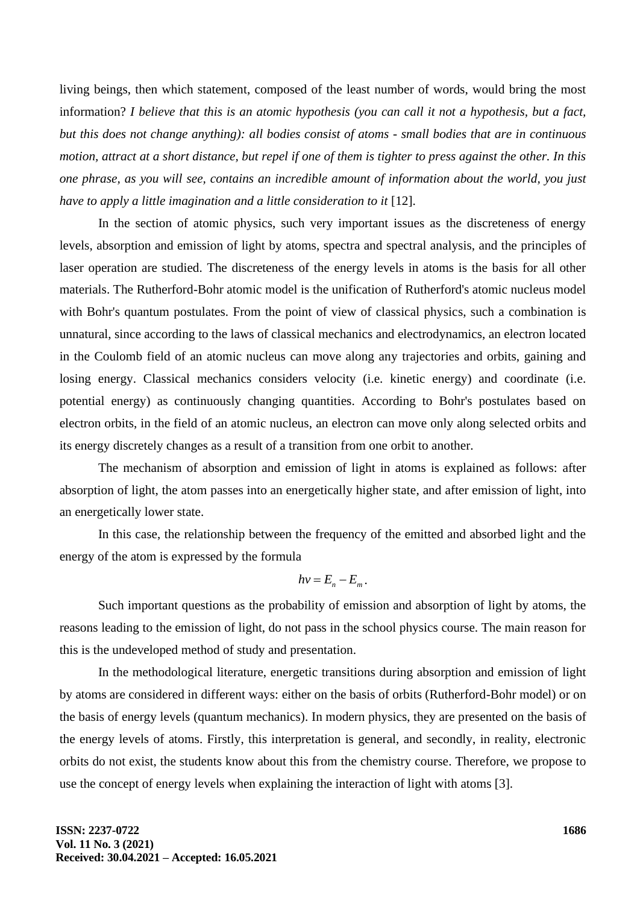living beings, then which statement, composed of the least number of words, would bring the most information? *I believe that this is an atomic hypothesis (you can call it not a hypothesis, but a fact, but this does not change anything): all bodies consist of atoms - small bodies that are in continuous motion, attract at a short distance, but repel if one of them is tighter to press against the other. In this one phrase, as you will see, contains an incredible amount of information about the world, you just have to apply a little imagination and a little consideration to it* [12].

In the section of atomic physics, such very important issues as the discreteness of energy levels, absorption and emission of light by atoms, spectra and spectral analysis, and the principles of laser operation are studied. The discreteness of the energy levels in atoms is the basis for all other materials. The Rutherford-Bohr atomic model is the unification of Rutherford's atomic nucleus model with Bohr's quantum postulates. From the point of view of classical physics, such a combination is unnatural, since according to the laws of classical mechanics and electrodynamics, an electron located in the Coulomb field of an atomic nucleus can move along any trajectories and orbits, gaining and losing energy. Classical mechanics considers velocity (i.e. kinetic energy) and coordinate (i.e. potential energy) as continuously changing quantities. According to Bohr's postulates based on electron orbits, in the field of an atomic nucleus, an electron can move only along selected orbits and its energy discretely changes as a result of a transition from one orbit to another.

The mechanism of absorption and emission of light in atoms is explained as follows: after absorption of light, the atom passes into an energetically higher state, and after emission of light, into an energetically lower state.

In this case, the relationship between the frequency of the emitted and absorbed light and the energy of the atom is expressed by the formula

$$h\nu = E_n - E_m .$$

Such important questions as the probability of emission and absorption of light by atoms, the reasons leading to the emission of light, do not pass in the school physics course. The main reason for this is the undeveloped method of study and presentation.

In the methodological literature, energetic transitions during absorption and emission of light by atoms are considered in different ways: either on the basis of orbits (Rutherford-Bohr model) or on the basis of energy levels (quantum mechanics). In modern physics, they are presented on the basis of the energy levels of atoms. Firstly, this interpretation is general, and secondly, in reality, electronic orbits do not exist, the students know about this from the chemistry course. Therefore, we propose to use the concept of energy levels when explaining the interaction of light with atoms [3].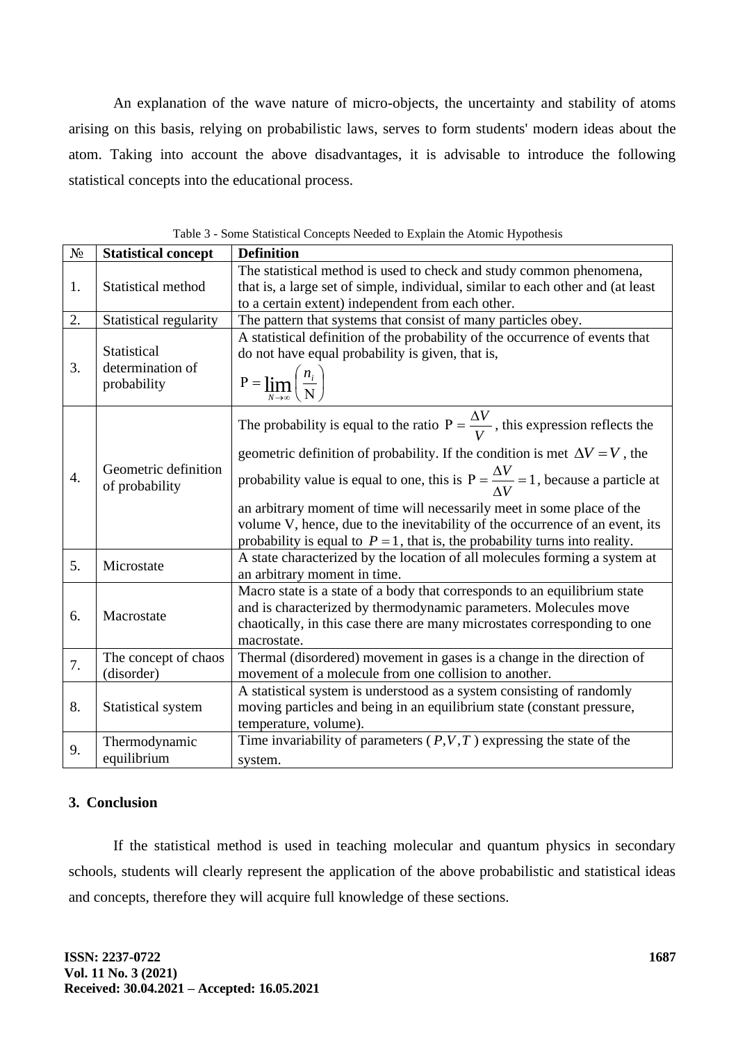An explanation of the wave nature of micro-objects, the uncertainty and stability of atoms arising on this basis, relying on probabilistic laws, serves to form students' modern ideas about the atom. Taking into account the above disadvantages, it is advisable to introduce the following statistical concepts into the educational process.

Table 3 - Some Statistical Concepts Needed to Explain the Atomic Hypothesis

| № | **Statistical concept** | **Definition** |
|---|---|---|
| 1. | Statistical method | The statistical method is used to check and study common phenomena, that is, a large set of simple, individual, similar to each other and (at least to a certain extent) independent from each other. |
| 2. | Statistical regularity | The pattern that systems that consist of many particles obey. |
| 3. | Statistical determination of probability | A statistical definition of the probability of the occurrence of events that do not have equal probability is given, that is, $P = \lim_{N \to \infty} \left( \frac{n_i}{N} \right)$ |
| 4. | Geometric definition of probability | The probability is equal to the ratio $P = \frac{\Delta V}{V}$, this expression reflects the geometric definition of probability. If the condition is met $\Delta V = V$, the probability value is equal to one, this is $P = \frac{\Delta V}{\Delta V} = 1$, because a particle at an arbitrary moment of time will necessarily meet in some place of the volume V, hence, due to the inevitability of the occurrence of an event, its probability is equal to $P = 1$, that is, the probability turns into reality. |
| 5. | Microstate | A state characterized by the location of all molecules forming a system at an arbitrary moment in time. |
| 6. | Macrostate | Macro state is a state of a body that corresponds to an equilibrium state and is characterized by thermodynamic parameters. Molecules move chaotically, in this case there are many microstates corresponding to one macrostate. |
| 7. | The concept of chaos (disorder) | Thermal (disordered) movement in gases is a change in the direction of movement of a molecule from one collision to another. |
| 8. | Statistical system | A statistical system is understood as a system consisting of randomly moving particles and being in an equilibrium state (constant pressure, temperature, volume). |
| 9. | Thermodynamic equilibrium | Time invariability of parameters ($P, V, T$) expressing the state of the system. |

## 3. Conclusion

If the statistical method is used in teaching molecular and quantum physics in secondary schools, students will clearly represent the application of the above probabilistic and statistical ideas and concepts, therefore they will acquire full knowledge of these sections.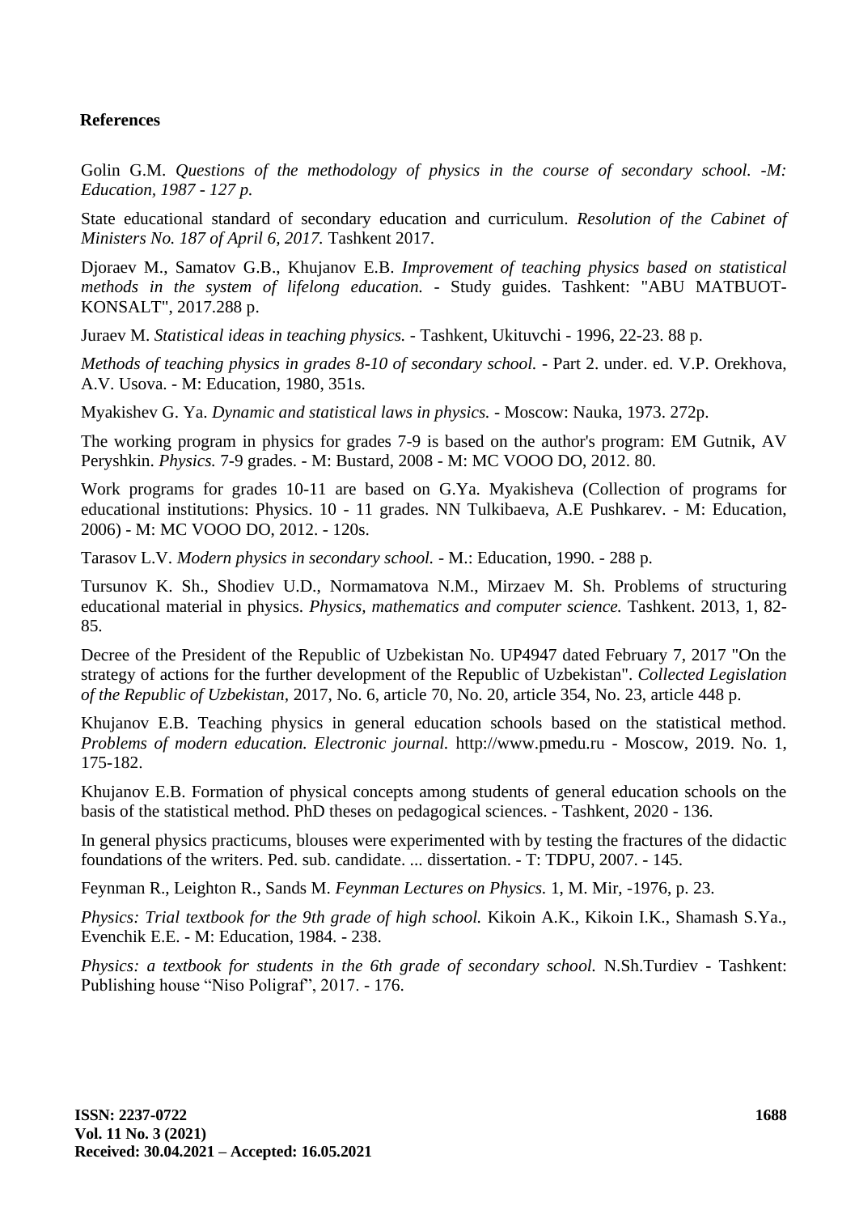## References

Golin G.M. *Questions of the methodology of physics in the course of secondary school. -M: Education, 1987 - 127 p.*

State educational standard of secondary education and curriculum. *Resolution of the Cabinet of Ministers No. 187 of April 6, 2017.* Tashkent 2017.

Djoraev M., Samatov G.B., Khujanov E.B. *Improvement of teaching physics based on statistical methods in the system of lifelong education.* - Study guides. Tashkent: "ABU MATBUOT-KONSALT", 2017.288 p.

Juraev M. *Statistical ideas in teaching physics.* - Tashkent, Ukituvchi - 1996, 22-23. 88 p.

*Methods of teaching physics in grades 8-10 of secondary school.* - Part 2. under. ed. V.P. Orekhova, A.V. Usova. - M: Education, 1980, 351s.

Myakishev G. Ya. *Dynamic and statistical laws in physics.* - Moscow: Nauka, 1973. 272p.

The working program in physics for grades 7-9 is based on the author's program: EM Gutnik, AV Peryshkin. *Physics.* 7-9 grades. - M: Bustard, 2008 - M: MC VOOO DO, 2012. 80.

Work programs for grades 10-11 are based on G.Ya. Myakisheva (Collection of programs for educational institutions: Physics. 10 - 11 grades. NN Tulkibaeva, A.E Pushkarev. - M: Education, 2006) - M: MC VOOO DO, 2012. - 120s.

Tarasov L.V. *Modern physics in secondary school.* - M.: Education, 1990. - 288 p.

Tursunov K. Sh., Shodiev U.D., Normamatova N.M., Mirzaev M. Sh. Problems of structuring educational material in physics. *Physics, mathematics and computer science.* Tashkent. 2013, 1, 82-85.

Decree of the President of the Republic of Uzbekistan No. UP4947 dated February 7, 2017 "On the strategy of actions for the further development of the Republic of Uzbekistan". *Collected Legislation of the Republic of Uzbekistan*, 2017, No. 6, article 70, No. 20, article 354, No. 23, article 448 p.

Khujanov E.B. Teaching physics in general education schools based on the statistical method. *Problems of modern education. Electronic journal.* http://www.pmedu.ru - Moscow, 2019. No. 1, 175-182.

Khujanov E.B. Formation of physical concepts among students of general education schools on the basis of the statistical method. PhD theses on pedagogical sciences. - Tashkent, 2020 - 136.

In general physics practicums, blouses were experimented with by testing the fractures of the didactic foundations of the writers. Ped. sub. candidate. ... dissertation. - T: TDPU, 2007. - 145.

Feynman R., Leighton R., Sands M. *Feynman Lectures on Physics.* 1, M. Mir, -1976, p. 23.

*Physics: Trial textbook for the 9th grade of high school.* Kikoin A.K., Kikoin I.K., Shamash S.Ya., Evenchik E.E. - M: Education, 1984. - 238.

*Physics: a textbook for students in the 6th grade of secondary school.* N.Sh.Turdiev - Tashkent: Publishing house "Niso Poligraf", 2017. - 176.